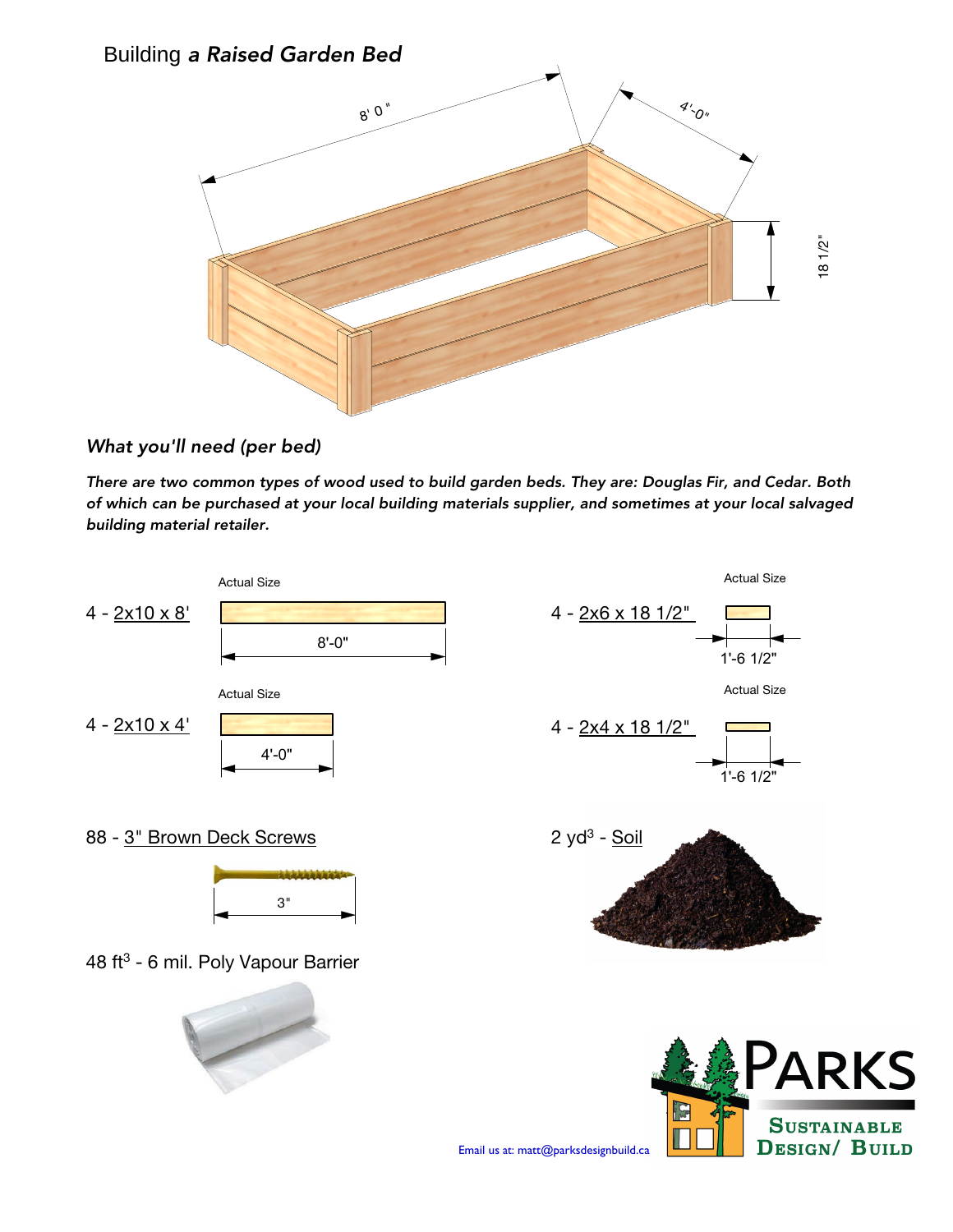# Building ***a Raised Garden Bed***

8' 0"

4'-0"

18 1/2"

## *What you'll need (per bed)*

***There are two common types of wood used to build garden beds. They are: Douglas Fir, and Cedar. Both of which can be purchased at your local building materials supplier, and sometimes at your local salvaged building material retailer.***

4 - 2x10 x 8'

Actual Size

8'-0"

4 - 2x10 x 4'

Actual Size

4'-0"

4 - 2x6 x 18 1/2"

Actual Size

1'-6 1/2"

4 - 2x4 x 18 1/2"

Actual Size

1'-6 1/2"

88 - 3" Brown Deck Screws

3"

2 $yd^3$ - Soil

48 $ft^3$ - 6 mil. Poly Vapour Barrier

Email us at: matt@parksdesignbuild.ca

PARKS SUSTAINABLE DESIGN/ BUILD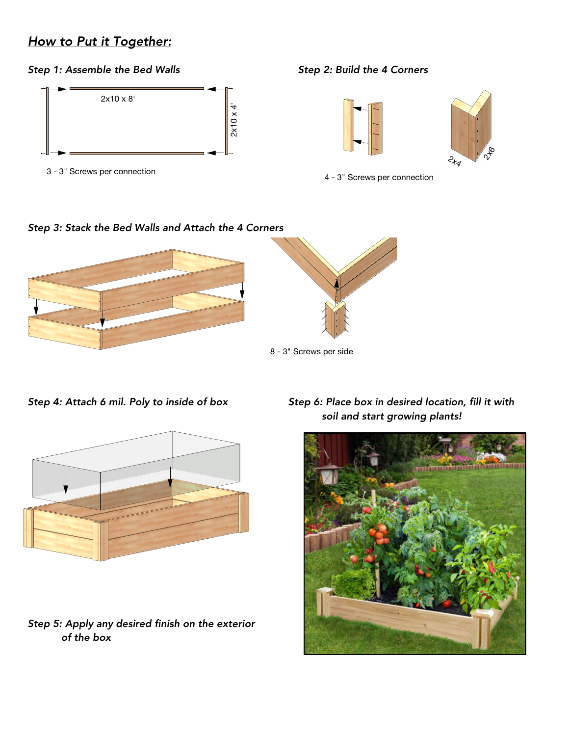## *How to Put it Together:*

### *Step 1: Assemble the Bed Walls*

2x10 x 8'

2x10 x 4'

3 - 3" Screws per connection

### *Step 2: Build the 4 Corners*

2x4

2x6

4 - 3" Screws per connection

### *Step 3: Stack the Bed Walls and Attach the 4 Corners*

8 - 3" Screws per side

### *Step 4: Attach 6 mil. Poly to inside of box*

### *Step 5: Apply any desired finish on the exterior of the box*

### *Step 6: Place box in desired location, fill it with soil and start growing plants!*